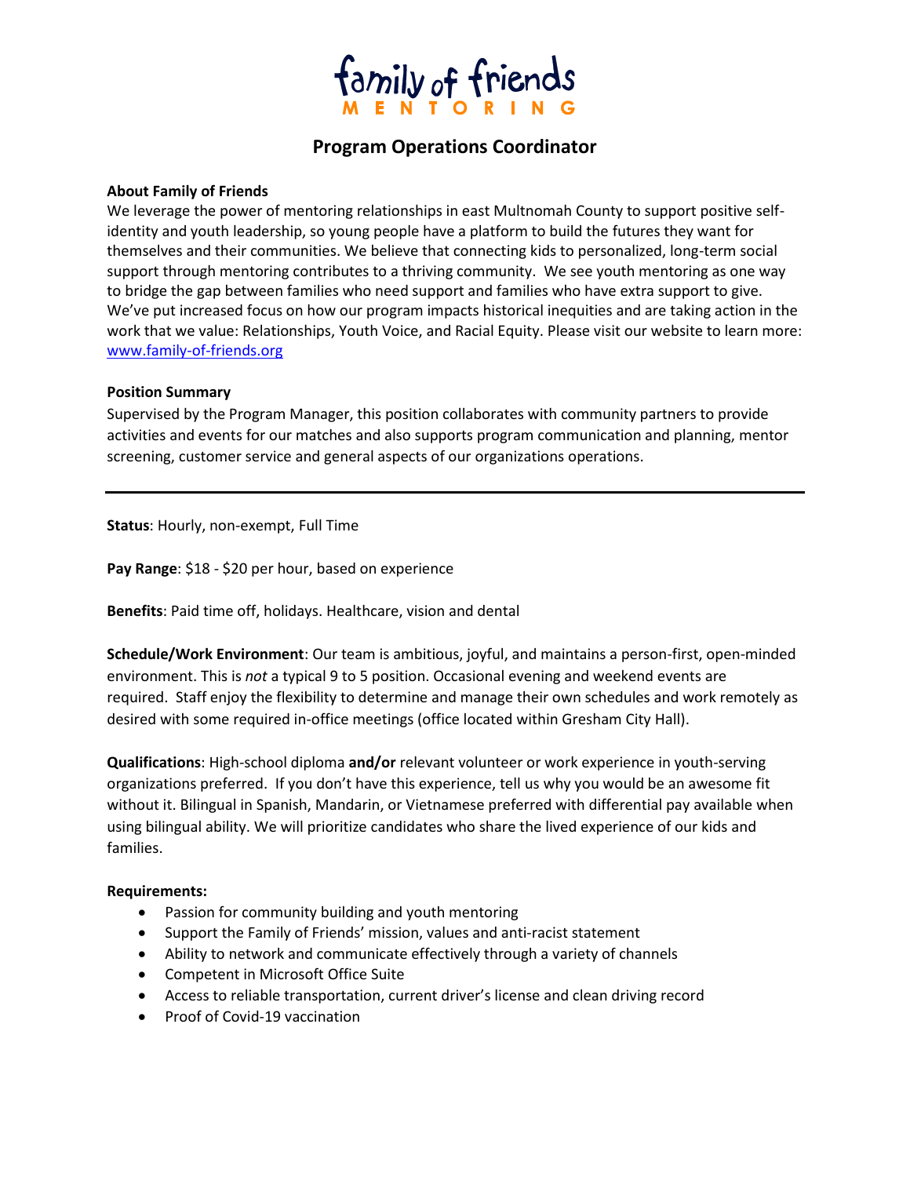family of friends
MENTORING

# Program Operations Coordinator

**About Family of Friends**
We leverage the power of mentoring relationships in east Multnomah County to support positive self-identity and youth leadership, so young people have a platform to build the futures they want for themselves and their communities. We believe that connecting kids to personalized, long-term social support through mentoring contributes to a thriving community. We see youth mentoring as one way to bridge the gap between families who need support and families who have extra support to give. We've put increased focus on how our program impacts historical inequities and are taking action in the work that we value: Relationships, Youth Voice, and Racial Equity. Please visit our website to learn more: www.family-of-friends.org

**Position Summary**
Supervised by the Program Manager, this position collaborates with community partners to provide activities and events for our matches and also supports program communication and planning, mentor screening, customer service and general aspects of our organizations operations.

---

**Status**: Hourly, non-exempt, Full Time

**Pay Range**: $18 - $20 per hour, based on experience

**Benefits**: Paid time off, holidays. Healthcare, vision and dental

**Schedule/Work Environment**: Our team is ambitious, joyful, and maintains a person-first, open-minded environment. This is *not* a typical 9 to 5 position. Occasional evening and weekend events are required. Staff enjoy the flexibility to determine and manage their own schedules and work remotely as desired with some required in-office meetings (office located within Gresham City Hall).

**Qualifications**: High-school diploma **and/or** relevant volunteer or work experience in youth-serving organizations preferred. If you don't have this experience, tell us why you would be an awesome fit without it. Bilingual in Spanish, Mandarin, or Vietnamese preferred with differential pay available when using bilingual ability. We will prioritize candidates who share the lived experience of our kids and families.

**Requirements:**

- Passion for community building and youth mentoring
- Support the Family of Friends' mission, values and anti-racist statement
- Ability to network and communicate effectively through a variety of channels
- Competent in Microsoft Office Suite
- Access to reliable transportation, current driver's license and clean driving record
- Proof of Covid-19 vaccination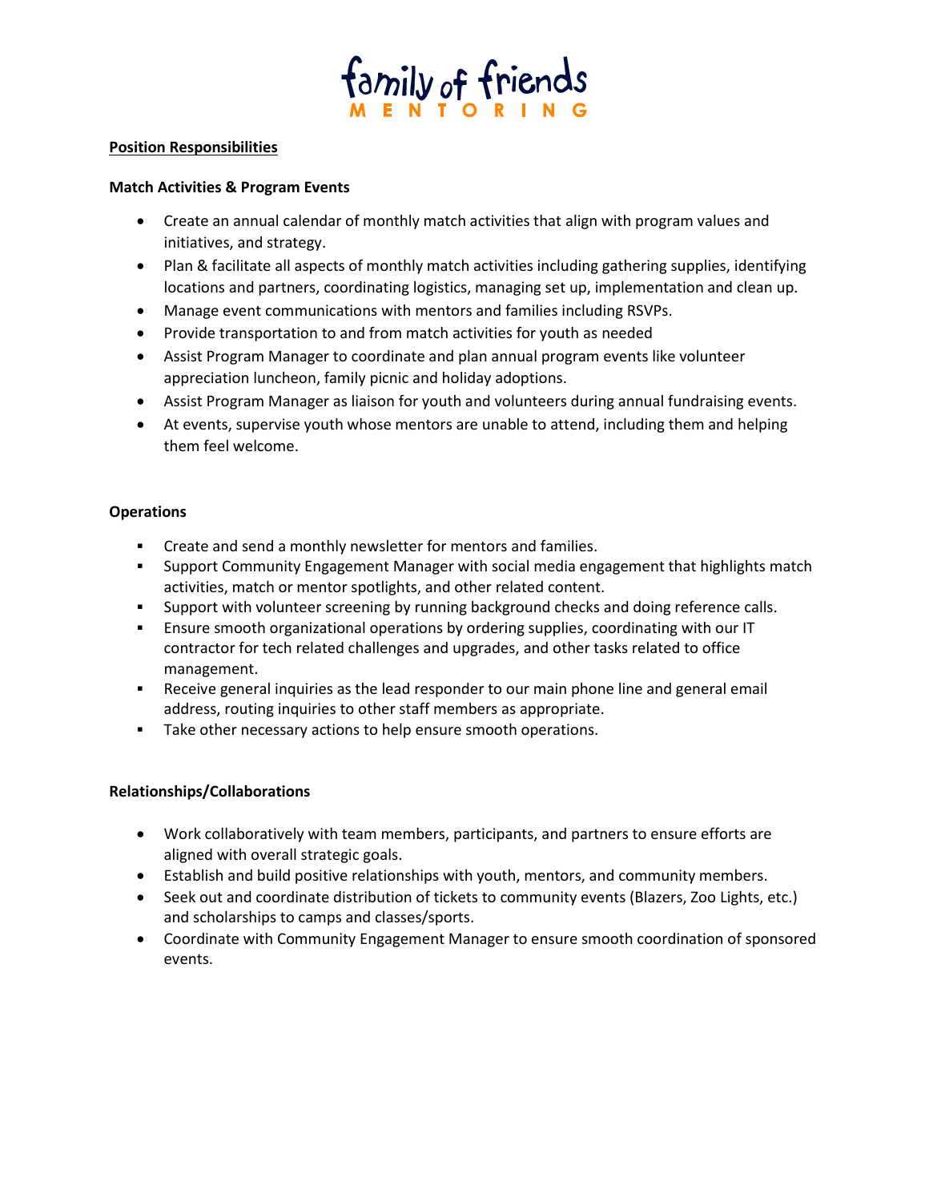**Position Responsibilities**

**Match Activities & Program Events**

- Create an annual calendar of monthly match activities that align with program values and initiatives, and strategy.
- Plan & facilitate all aspects of monthly match activities including gathering supplies, identifying locations and partners, coordinating logistics, managing set up, implementation and clean up.
- Manage event communications with mentors and families including RSVPs.
- Provide transportation to and from match activities for youth as needed
- Assist Program Manager to coordinate and plan annual program events like volunteer appreciation luncheon, family picnic and holiday adoptions.
- Assist Program Manager as liaison for youth and volunteers during annual fundraising events.
- At events, supervise youth whose mentors are unable to attend, including them and helping them feel welcome.

**Operations**

- Create and send a monthly newsletter for mentors and families.
- Support Community Engagement Manager with social media engagement that highlights match activities, match or mentor spotlights, and other related content.
- Support with volunteer screening by running background checks and doing reference calls.
- Ensure smooth organizational operations by ordering supplies, coordinating with our IT contractor for tech related challenges and upgrades, and other tasks related to office management.
- Receive general inquiries as the lead responder to our main phone line and general email address, routing inquiries to other staff members as appropriate.
- Take other necessary actions to help ensure smooth operations.

**Relationships/Collaborations**

- Work collaboratively with team members, participants, and partners to ensure efforts are aligned with overall strategic goals.
- Establish and build positive relationships with youth, mentors, and community members.
- Seek out and coordinate distribution of tickets to community events (Blazers, Zoo Lights, etc.) and scholarships to camps and classes/sports.
- Coordinate with Community Engagement Manager to ensure smooth coordination of sponsored events.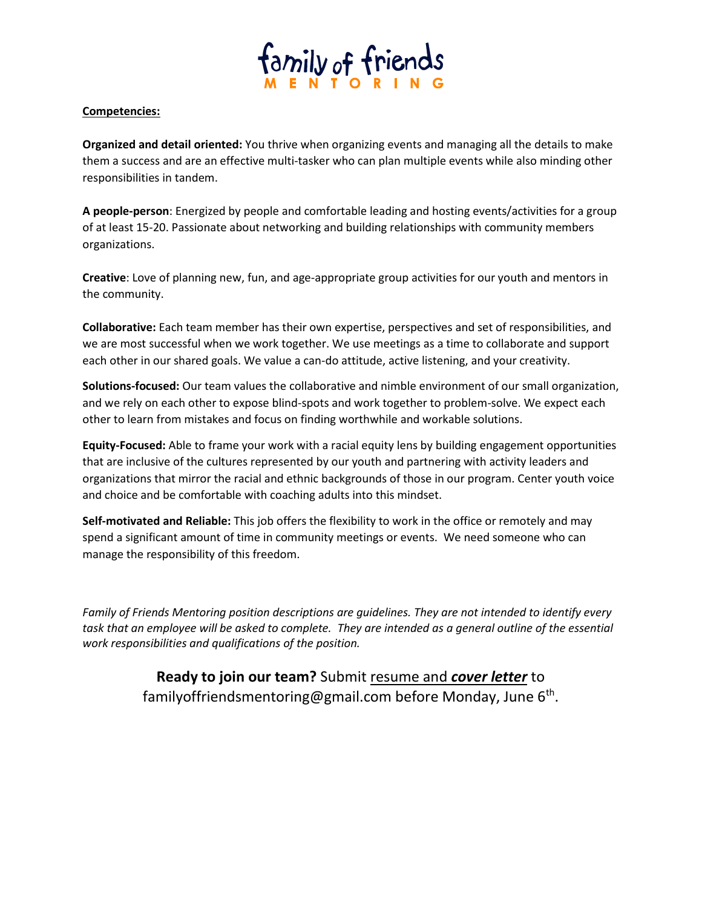family of friends
MENTORING

**Competencies:**

**Organized and detail oriented:** You thrive when organizing events and managing all the details to make them a success and are an effective multi-tasker who can plan multiple events while also minding other responsibilities in tandem.

**A people-person**: Energized by people and comfortable leading and hosting events/activities for a group of at least 15-20. Passionate about networking and building relationships with community members organizations.

**Creative**: Love of planning new, fun, and age-appropriate group activities for our youth and mentors in the community.

**Collaborative:** Each team member has their own expertise, perspectives and set of responsibilities, and we are most successful when we work together. We use meetings as a time to collaborate and support each other in our shared goals. We value a can-do attitude, active listening, and your creativity.

**Solutions-focused:** Our team values the collaborative and nimble environment of our small organization, and we rely on each other to expose blind-spots and work together to problem-solve. We expect each other to learn from mistakes and focus on finding worthwhile and workable solutions.

**Equity-Focused:** Able to frame your work with a racial equity lens by building engagement opportunities that are inclusive of the cultures represented by our youth and partnering with activity leaders and organizations that mirror the racial and ethnic backgrounds of those in our program. Center youth voice and choice and be comfortable with coaching adults into this mindset.

**Self-motivated and Reliable:** This job offers the flexibility to work in the office or remotely and may spend a significant amount of time in community meetings or events. We need someone who can manage the responsibility of this freedom.

*Family of Friends Mentoring position descriptions are guidelines. They are not intended to identify every task that an employee will be asked to complete. They are intended as a general outline of the essential work responsibilities and qualifications of the position.*

**Ready to join our team?** Submit resume and ***cover letter*** to familyoffriendsmentoring@gmail.com before Monday, June 6th.